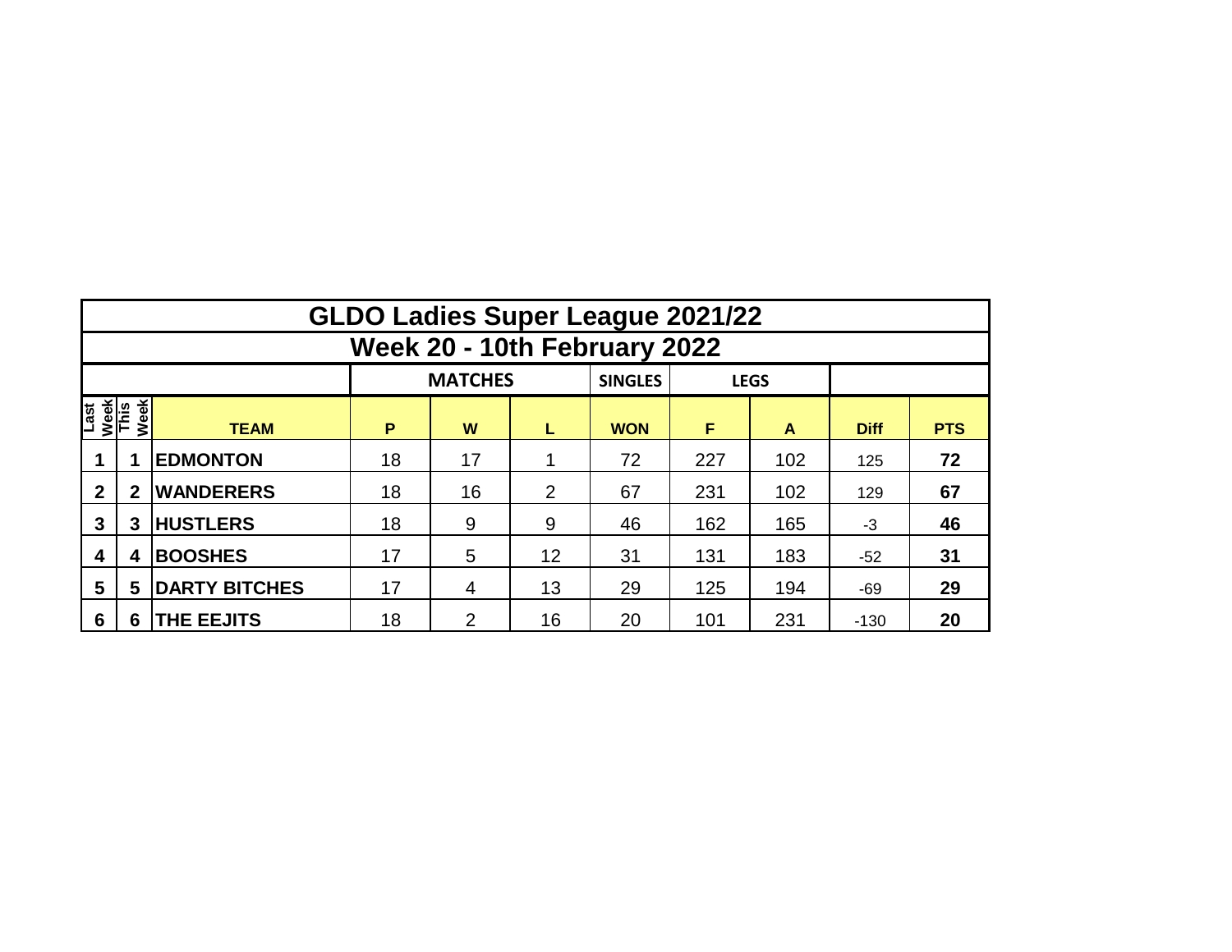# GLDO Ladies Super League 2021/22

## Week 20 - 10th February 2022

| | | | MATCHES | | | SINGLES | LEGS | | | |
|---|---|---|---|---|---|---|---|---|---|---|
| Last Week | This Week | TEAM | P | W | L | WON | F | A | Diff | PTS |
| 1 | 1 | EDMONTON | 18 | 17 | 1 | 72 | 227 | 102 | 125 | 72 |
| 2 | 2 | WANDERERS | 18 | 16 | 2 | 67 | 231 | 102 | 129 | 67 |
| 3 | 3 | HUSTLERS | 18 | 9 | 9 | 46 | 162 | 165 | -3 | 46 |
| 4 | 4 | BOOSHES | 17 | 5 | 12 | 31 | 131 | 183 | -52 | 31 |
| 5 | 5 | DARTY BITCHES | 17 | 4 | 13 | 29 | 125 | 194 | -69 | 29 |
| 6 | 6 | THE EEJITS | 18 | 2 | 16 | 20 | 101 | 231 | -130 | 20 |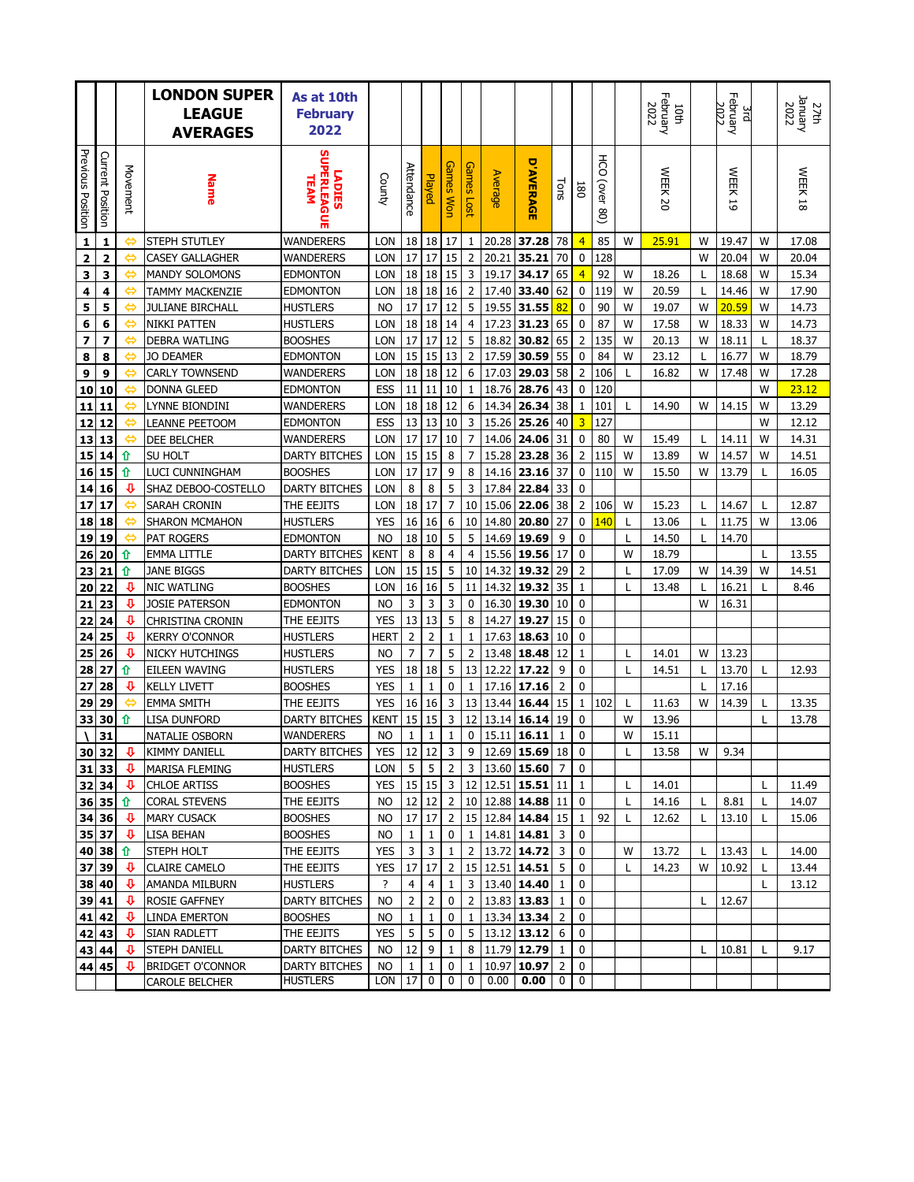# LONDON SUPER LEAGUE AVERAGES

**As at 10th February 2022**

| Previous Position | Current Position | Movement | Name | LADIES SUPERLEAGUE TEAM | County | Attendance | Played | Games Won | Games Lost | Average | D'AVERAGE | Tons | 180 | HCO (over 80) | | WEEK 20 (10th February 2022) | | WEEK 19 (3rd February 2022) | | WEEK 18 (27th January 2022) |
|---|---|---|---|---|---|---|---|---|---|---|---|---|---|---|---|---|---|---|---|---|
| 1 | 1 | ⇔ | STEPH STUTLEY | WANDERERS | LON | 18 | 18 | 17 | 1 | 20.28 | **37.28** | 78 | 4 | 85 | W | 25.91 | W | 19.47 | W | 17.08 |
| 2 | 2 | ⇔ | CASEY GALLAGHER | WANDERERS | LON | 17 | 17 | 15 | 2 | 20.21 | **35.21** | 70 | 0 | 128 | | | W | 20.04 | W | 20.04 |
| 3 | 3 | ⇔ | MANDY SOLOMONS | EDMONTON | LON | 18 | 18 | 15 | 3 | 19.17 | **34.17** | 65 | 4 | 92 | W | 18.26 | L | 18.68 | W | 15.34 |
| 4 | 4 | ⇔ | TAMMY MACKENZIE | EDMONTON | LON | 18 | 18 | 16 | 2 | 17.40 | **33.40** | 62 | 0 | 119 | W | 20.59 | W | 14.46 | W | 17.90 |
| 5 | 5 | ⇔ | JULIANE BIRCHALL | HUSTLERS | NO | 17 | 17 | 12 | 5 | 19.55 | **31.55** | 82 | 0 | 90 | W | 19.07 | W | 20.59 | W | 14.73 |
| 6 | 6 | ⇔ | NIKKI PATTEN | HUSTLERS | LON | 18 | 18 | 14 | 4 | 17.23 | **31.23** | 65 | 0 | 87 | W | 17.58 | W | 18.33 | W | 14.73 |
| 7 | 7 | ⇔ | DEBRA WATLING | BOOSHES | LON | 17 | 17 | 12 | 5 | 18.82 | **30.82** | 65 | 2 | 135 | W | 20.13 | W | 18.11 | L | 18.37 |
| 8 | 8 | ⇔ | JO DEAMER | EDMONTON | LON | 15 | 15 | 13 | 2 | 17.59 | **30.59** | 55 | 0 | 84 | W | 23.12 | L | 16.77 | W | 18.79 |
| 9 | 9 | ⇔ | CARLY TOWNSEND | WANDERERS | LON | 18 | 18 | 12 | 6 | 17.03 | **29.03** | 58 | 2 | 106 | L | 16.82 | W | 17.48 | W | 17.28 |
| 10 | 10 | ⇔ | DONNA GLEED | EDMONTON | ESS | 11 | 11 | 10 | 1 | 18.76 | **28.76** | 43 | 0 | 120 | | | | | W | 23.12 |
| 11 | 11 | ⇔ | LYNNE BIONDINI | WANDERERS | LON | 18 | 18 | 12 | 6 | 14.34 | **26.34** | 38 | 1 | 101 | L | 14.90 | W | 14.15 | W | 13.29 |
| 12 | 12 | ⇔ | LEANNE PEETOOM | EDMONTON | ESS | 13 | 13 | 10 | 3 | 15.26 | **25.26** | 40 | 3 | 127 | | | | | W | 12.12 |
| 13 | 13 | ⇔ | DEE BELCHER | WANDERERS | LON | 17 | 17 | 10 | 7 | 14.06 | **24.06** | 31 | 0 | 80 | W | 15.49 | L | 14.11 | W | 14.31 |
| 15 | 14 | ⇧ | SU HOLT | DARTY BITCHES | LON | 15 | 15 | 8 | 7 | 15.28 | **23.28** | 36 | 2 | 115 | W | 13.89 | W | 14.57 | W | 14.51 |
| 16 | 15 | ⇧ | LUCI CUNNINGHAM | BOOSHES | LON | 17 | 17 | 9 | 8 | 14.16 | **23.16** | 37 | 0 | 110 | W | 15.50 | W | 13.79 | L | 16.05 |
| 14 | 16 | ⇩ | SHAZ DEBOO-COSTELLO | DARTY BITCHES | LON | 8 | 8 | 5 | 3 | 17.84 | **22.84** | 33 | 0 | | | | | | | |
| 17 | 17 | ⇔ | SARAH CRONIN | THE EEJITS | LON | 18 | 17 | 7 | 10 | 15.06 | **22.06** | 38 | 2 | 106 | W | 15.23 | L | 14.67 | L | 12.87 |
| 18 | 18 | ⇔ | SHARON MCMAHON | HUSTLERS | YES | 16 | 16 | 6 | 10 | 14.80 | **20.80** | 27 | 0 | 140 | L | 13.06 | L | 11.75 | W | 13.06 |
| 19 | 19 | ⇔ | PAT ROGERS | EDMONTON | NO | 18 | 10 | 5 | 5 | 14.69 | **19.69** | 9 | 0 | | L | 14.50 | L | 14.70 | | |
| 26 | 20 | ⇧ | EMMA LITTLE | DARTY BITCHES | KENT | 8 | 8 | 4 | 4 | 15.56 | **19.56** | 17 | 0 | | W | 18.79 | | | L | 13.55 |
| 23 | 21 | ⇧ | JANE BIGGS | DARTY BITCHES | LON | 15 | 15 | 5 | 10 | 14.32 | **19.32** | 29 | 2 | | L | 17.09 | W | 14.39 | W | 14.51 |
| 20 | 22 | ⇩ | NIC WATLING | BOOSHES | LON | 16 | 16 | 5 | 11 | 14.32 | **19.32** | 35 | 1 | | L | 13.48 | L | 16.21 | L | 8.46 |
| 21 | 23 | ⇩ | JOSIE PATERSON | EDMONTON | NO | 3 | 3 | 3 | 0 | 16.30 | **19.30** | 10 | 0 | | | | W | 16.31 | | |
| 22 | 24 | ⇩ | CHRISTINA CRONIN | THE EEJITS | YES | 13 | 13 | 5 | 8 | 14.27 | **19.27** | 15 | 0 | | | | | | | |
| 24 | 25 | ⇩ | KERRY O'CONNOR | HUSTLERS | HERT | 2 | 2 | 1 | 1 | 17.63 | **18.63** | 10 | 0 | | | | | | | |
| 25 | 26 | ⇩ | NICKY HUTCHINGS | HUSTLERS | NO | 7 | 7 | 5 | 2 | 13.48 | **18.48** | 12 | 1 | | L | 14.01 | W | 13.23 | | |
| 28 | 27 | ⇧ | EILEEN WAVING | HUSTLERS | YES | 18 | 18 | 5 | 13 | 12.22 | **17.22** | 9 | 0 | | L | 14.51 | L | 13.70 | L | 12.93 |
| 27 | 28 | ⇩ | KELLY LIVETT | BOOSHES | YES | 1 | 1 | 0 | 1 | 17.16 | **17.16** | 2 | 0 | | | | L | 17.16 | | |
| 29 | 29 | ⇔ | EMMA SMITH | THE EEJITS | YES | 16 | 16 | 3 | 13 | 13.44 | **16.44** | 15 | 1 | 102 | L | 11.63 | W | 14.39 | L | 13.35 |
| 33 | 30 | ⇧ | LISA DUNFORD | DARTY BITCHES | KENT | 15 | 15 | 3 | 12 | 13.14 | **16.14** | 19 | 0 | | W | 13.96 | | | L | 13.78 |
| \ | 31 | | NATALIE OSBORN | WANDERERS | NO | 1 | 1 | 1 | 0 | 15.11 | **16.11** | 1 | 0 | | W | 15.11 | | | | |
| 30 | 32 | ⇩ | KIMMY DANIELL | DARTY BITCHES | YES | 12 | 12 | 3 | 9 | 12.69 | **15.69** | 18 | 0 | | L | 13.58 | W | 9.34 | | |
| 31 | 33 | ⇩ | MARISA FLEMING | HUSTLERS | LON | 5 | 5 | 2 | 3 | 13.60 | **15.60** | 7 | 0 | | | | | | | |
| 32 | 34 | ⇩ | CHLOE ARTISS | BOOSHES | YES | 15 | 15 | 3 | 12 | 12.51 | **15.51** | 11 | 1 | | L | 14.01 | | | L | 11.49 |
| 36 | 35 | ⇧ | CORAL STEVENS | THE EEJITS | NO | 12 | 12 | 2 | 10 | 12.88 | **14.88** | 11 | 0 | | L | 14.16 | L | 8.81 | L | 14.07 |
| 34 | 36 | ⇩ | MARY CUSACK | BOOSHES | NO | 17 | 17 | 2 | 15 | 12.84 | **14.84** | 15 | 1 | 92 | L | 12.62 | L | 13.10 | L | 15.06 |
| 35 | 37 | ⇩ | LISA BEHAN | BOOSHES | NO | 1 | 1 | 0 | 1 | 14.81 | **14.81** | 3 | 0 | | | | | | | |
| 40 | 38 | ⇧ | STEPH HOLT | THE EEJITS | YES | 3 | 3 | 1 | 2 | 13.72 | **14.72** | 3 | 0 | | W | 13.72 | L | 13.43 | L | 14.00 |
| 37 | 39 | ⇩ | CLAIRE CAMELO | THE EEJITS | YES | 17 | 17 | 2 | 15 | 12.51 | **14.51** | 5 | 0 | | L | 14.23 | W | 10.92 | L | 13.44 |
| 38 | 40 | ⇩ | AMANDA MILBURN | HUSTLERS | ? | 4 | 4 | 1 | 3 | 13.40 | **14.40** | 1 | 0 | | | | | | L | 13.12 |
| 39 | 41 | ⇩ | ROSIE GAFFNEY | DARTY BITCHES | NO | 2 | 2 | 0 | 2 | 13.83 | **13.83** | 1 | 0 | | | | L | 12.67 | | |
| 41 | 42 | ⇩ | LINDA EMERTON | BOOSHES | NO | 1 | 1 | 0 | 1 | 13.34 | **13.34** | 2 | 0 | | | | | | | |
| 42 | 43 | ⇩ | SIAN RADLETT | THE EEJITS | YES | 5 | 5 | 0 | 5 | 13.12 | **13.12** | 6 | 0 | | | | | | | |
| 43 | 44 | ⇩ | STEPH DANIELL | DARTY BITCHES | NO | 12 | 9 | 1 | 8 | 11.79 | **12.79** | 1 | 0 | | | | L | 10.81 | L | 9.17 |
| 44 | 45 | ⇩ | BRIDGET O'CONNOR | DARTY BITCHES | NO | 1 | 1 | 0 | 1 | 10.97 | **10.97** | 2 | 0 | | | | | | | |
| | | | CAROLE BELCHER | HUSTLERS | LON | 17 | 0 | 0 | 0 | 0.00 | **0.00** | 0 | 0 | | | | | | | |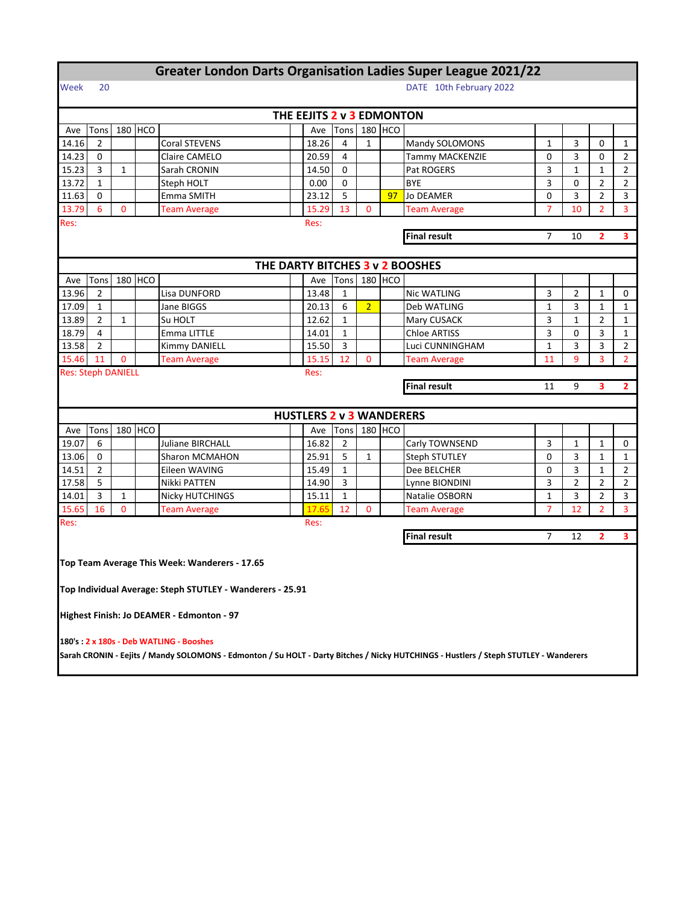# Greater London Darts Organisation Ladies Super League 2021/22

Week 20 | DATE 10th February 2022

## THE EEJITS 2 v 3 EDMONTON

| Ave | Tons | 180 | HCO | | Ave | Tons | 180 | HCO | | | | | |
|---|---|---|---|---|---|---|---|---|---|---|---|---|---|
| 14.16 | 2 | | | Coral STEVENS | 18.26 | 4 | 1 | | Mandy SOLOMONS | 1 | 3 | 0 | 1 |
| 14.23 | 0 | | | Claire CAMELO | 20.59 | 4 | | | Tammy MACKENZIE | 0 | 3 | 0 | 2 |
| 15.23 | 3 | 1 | | Sarah CRONIN | 14.50 | 0 | | | Pat ROGERS | 3 | 1 | 1 | 2 |
| 13.72 | 1 | | | Steph HOLT | 0.00 | 0 | | | BYE | 3 | 0 | 2 | 2 |
| 11.63 | 0 | | | Emma SMITH | 23.12 | 5 | | 97 | Jo DEAMER | 0 | 3 | 2 | 3 |
| 13.79 | 6 | 0 | | Team Average | 15.29 | 13 | 0 | | Team Average | 7 | 10 | 2 | 3 |
| Res: | | | | | Res: | | | | | | | | |
| | | | | | | | | | Final result | 7 | 10 | 2 | 3 |

## THE DARTY BITCHES 3 v 2 BOOSHES

| Ave | Tons | 180 | HCO | | Ave | Tons | 180 | HCO | | | | | |
|---|---|---|---|---|---|---|---|---|---|---|---|---|---|
| 13.96 | 2 | | | Lisa DUNFORD | 13.48 | 1 | | | Nic WATLING | 3 | 2 | 1 | 0 |
| 17.09 | 1 | | | Jane BIGGS | 20.13 | 6 | 2 | | Deb WATLING | 1 | 3 | 1 | 1 |
| 13.89 | 2 | 1 | | Su HOLT | 12.62 | 1 | | | Mary CUSACK | 3 | 1 | 2 | 1 |
| 18.79 | 4 | | | Emma LITTLE | 14.01 | 1 | | | Chloe ARTISS | 3 | 0 | 3 | 1 |
| 13.58 | 2 | | | Kimmy DANIELL | 15.50 | 3 | | | Luci CUNNINGHAM | 1 | 3 | 3 | 2 |
| 15.46 | 11 | 0 | | Team Average | 15.15 | 12 | 0 | | Team Average | 11 | 9 | 3 | 2 |
| Res: Steph DANIELL | | | | | Res: | | | | | | | | |
| | | | | | | | | | Final result | 11 | 9 | 3 | 2 |

## HUSTLERS 2 v 3 WANDERERS

| Ave | Tons | 180 | HCO | | Ave | Tons | 180 | HCO | | | | | |
|---|---|---|---|---|---|---|---|---|---|---|---|---|---|
| 19.07 | 6 | | | Juliane BIRCHALL | 16.82 | 2 | | | Carly TOWNSEND | 3 | 1 | 1 | 0 |
| 13.06 | 0 | | | Sharon MCMAHON | 25.91 | 5 | 1 | | Steph STUTLEY | 0 | 3 | 1 | 1 |
| 14.51 | 2 | | | Eileen WAVING | 15.49 | 1 | | | Dee BELCHER | 0 | 3 | 1 | 2 |
| 17.58 | 5 | | | Nikki PATTEN | 14.90 | 3 | | | Lynne BIONDINI | 3 | 2 | 2 | 2 |
| 14.01 | 3 | 1 | | Nicky HUTCHINGS | 15.11 | 1 | | | Natalie OSBORN | 1 | 3 | 2 | 3 |
| 15.65 | 16 | 0 | | Team Average | 17.65 | 12 | 0 | | Team Average | 7 | 12 | 2 | 3 |
| Res: | | | | | Res: | | | | | | | | |
| | | | | | | | | | Final result | 7 | 12 | 2 | 3 |

**Top Team Average This Week: Wanderers - 17.65**

**Top Individual Average: Steph STUTLEY - Wanderers - 25.91**

**Highest Finish: Jo DEAMER - Edmonton - 97**

**180's : 2 x 180s - Deb WATLING - Booshes**

**Sarah CRONIN - Eejits / Mandy SOLOMONS - Edmonton / Su HOLT - Darty Bitches / Nicky HUTCHINGS - Hustlers / Steph STUTLEY - Wanderers**